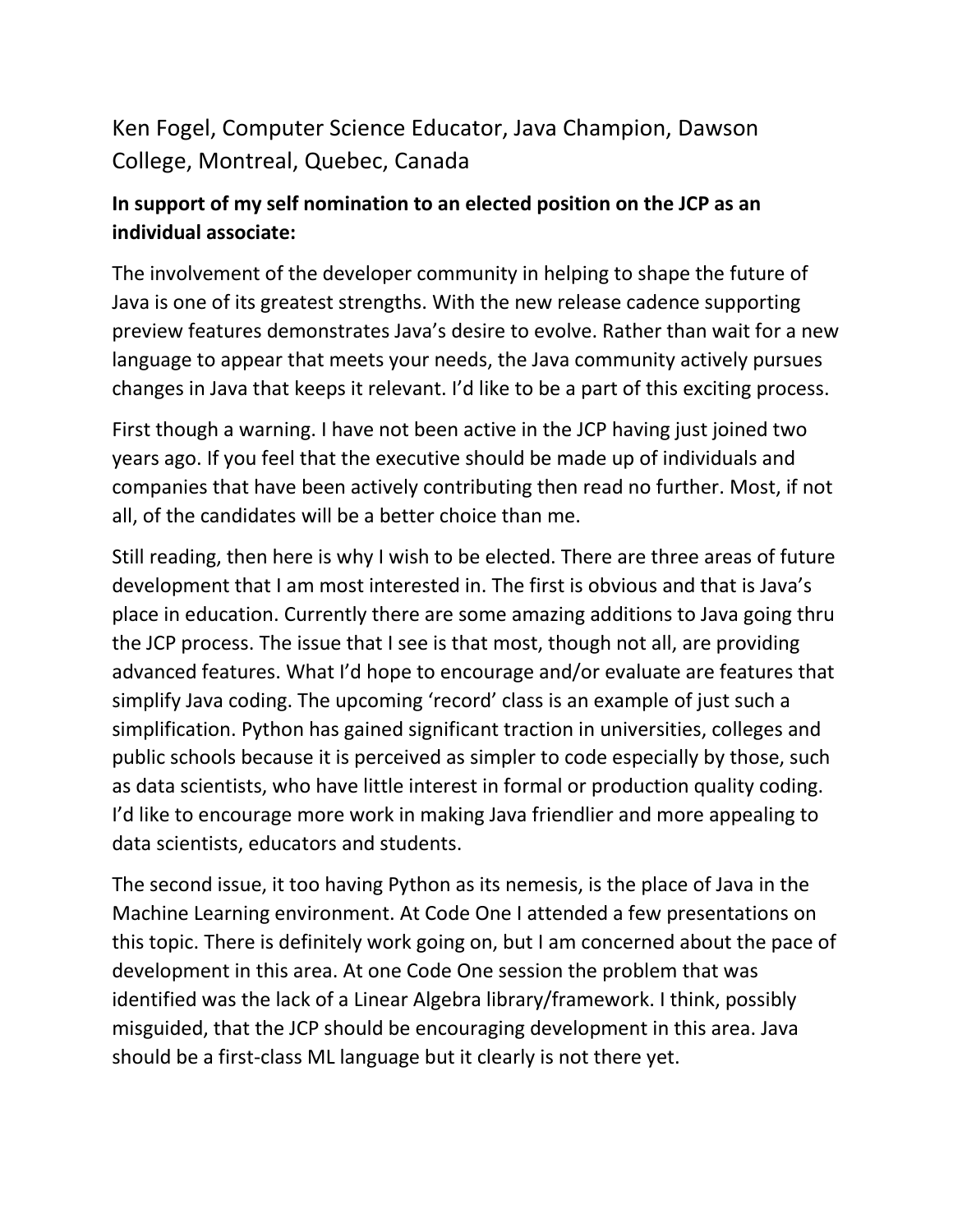# Ken Fogel, Computer Science Educator, Java Champion, Dawson College, Montreal, Quebec, Canada

**In support of my self nomination to an elected position on the JCP as an individual associate:**

The involvement of the developer community in helping to shape the future of Java is one of its greatest strengths. With the new release cadence supporting preview features demonstrates Java's desire to evolve. Rather than wait for a new language to appear that meets your needs, the Java community actively pursues changes in Java that keeps it relevant. I'd like to be a part of this exciting process.

First though a warning. I have not been active in the JCP having just joined two years ago. If you feel that the executive should be made up of individuals and companies that have been actively contributing then read no further. Most, if not all, of the candidates will be a better choice than me.

Still reading, then here is why I wish to be elected. There are three areas of future development that I am most interested in. The first is obvious and that is Java's place in education. Currently there are some amazing additions to Java going thru the JCP process. The issue that I see is that most, though not all, are providing advanced features. What I'd hope to encourage and/or evaluate are features that simplify Java coding. The upcoming 'record' class is an example of just such a simplification. Python has gained significant traction in universities, colleges and public schools because it is perceived as simpler to code especially by those, such as data scientists, who have little interest in formal or production quality coding. I'd like to encourage more work in making Java friendlier and more appealing to data scientists, educators and students.

The second issue, it too having Python as its nemesis, is the place of Java in the Machine Learning environment. At Code One I attended a few presentations on this topic. There is definitely work going on, but I am concerned about the pace of development in this area. At one Code One session the problem that was identified was the lack of a Linear Algebra library/framework. I think, possibly misguided, that the JCP should be encouraging development in this area. Java should be a first-class ML language but it clearly is not there yet.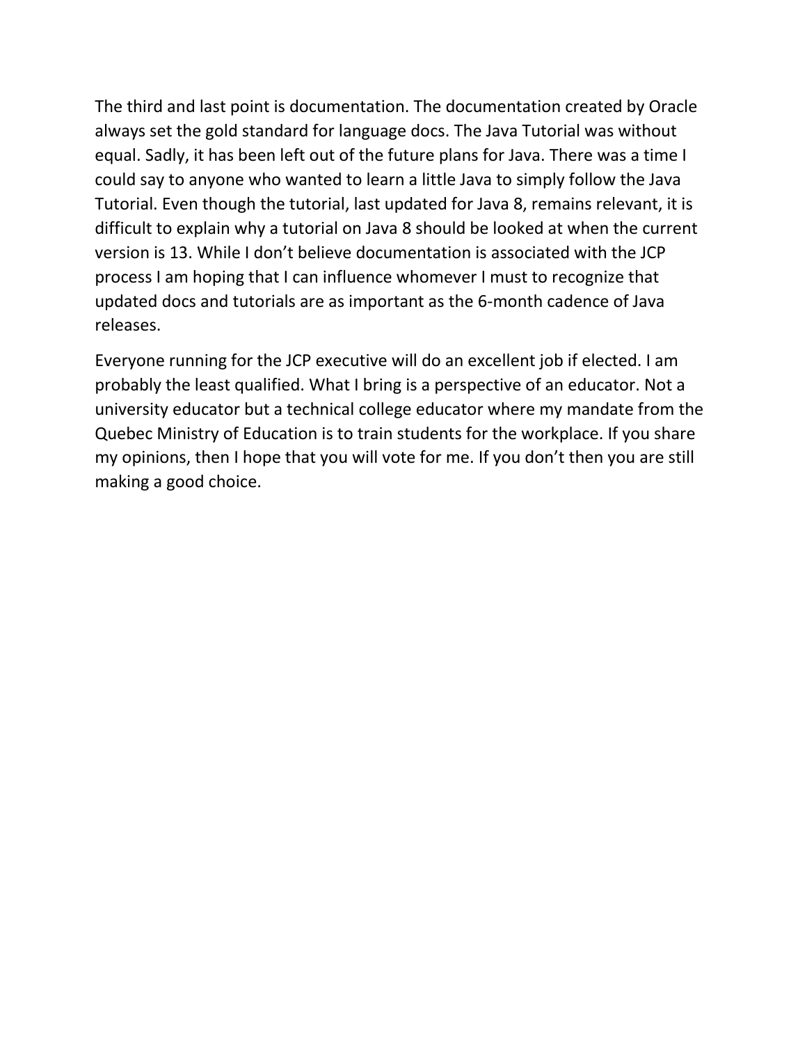The third and last point is documentation. The documentation created by Oracle always set the gold standard for language docs. The Java Tutorial was without equal. Sadly, it has been left out of the future plans for Java. There was a time I could say to anyone who wanted to learn a little Java to simply follow the Java Tutorial. Even though the tutorial, last updated for Java 8, remains relevant, it is difficult to explain why a tutorial on Java 8 should be looked at when the current version is 13. While I don't believe documentation is associated with the JCP process I am hoping that I can influence whomever I must to recognize that updated docs and tutorials are as important as the 6-month cadence of Java releases.

Everyone running for the JCP executive will do an excellent job if elected. I am probably the least qualified. What I bring is a perspective of an educator. Not a university educator but a technical college educator where my mandate from the Quebec Ministry of Education is to train students for the workplace. If you share my opinions, then I hope that you will vote for me. If you don't then you are still making a good choice.